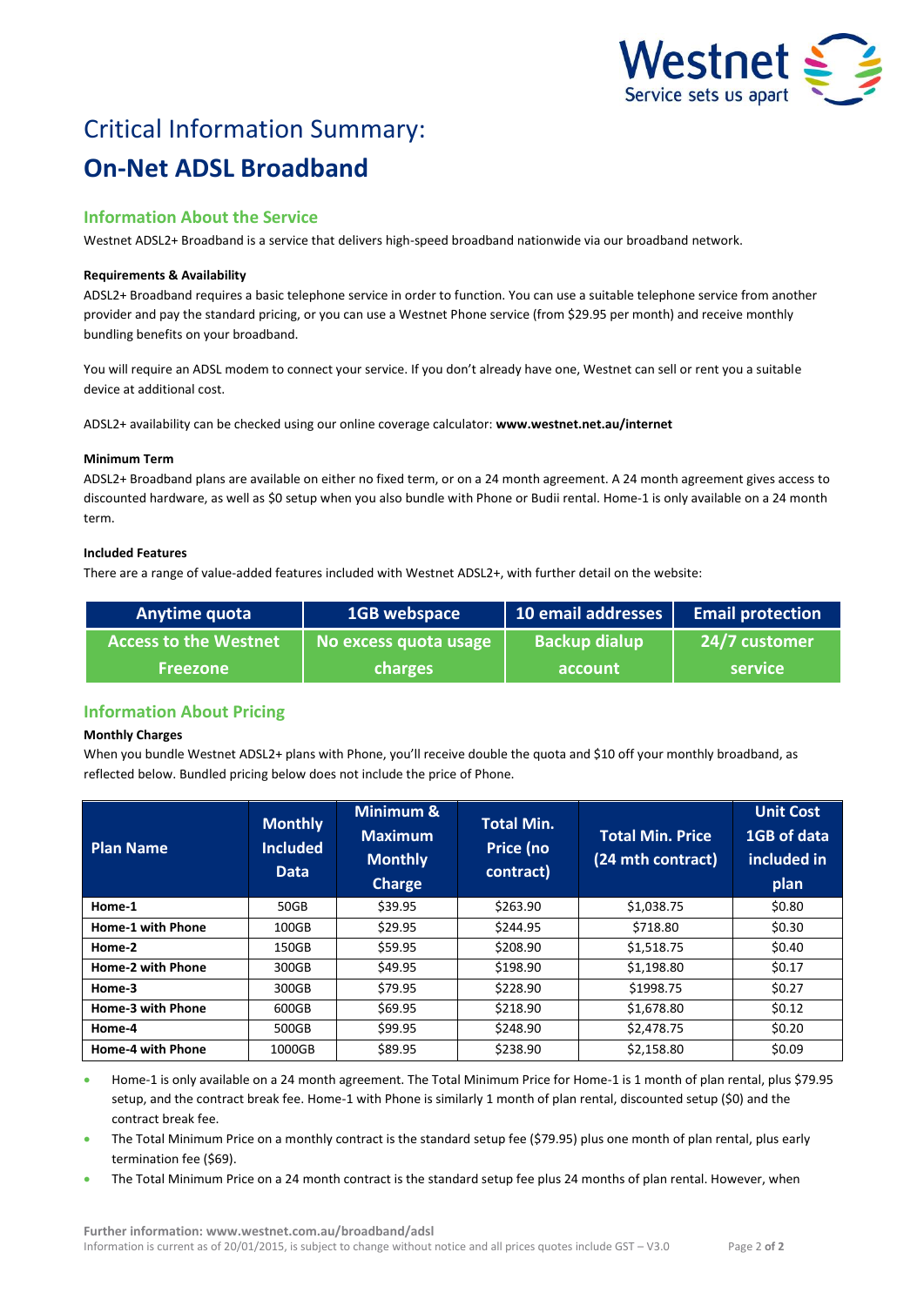# Critical Information Summary:

# On-Net ADSL Broadband

## Information About the Service

Westnet ADSL2+ Broadband is a service that delivers high-speed broadband nationwide via our broadband network.

**Requirements & Availability**

ADSL2+ Broadband requires a basic telephone service in order to function. You can use a suitable telephone service from another provider and pay the standard pricing, or you can use a Westnet Phone service (from $29.95 per month) and receive monthly bundling benefits on your broadband.

You will require an ADSL modem to connect your service. If you don't already have one, Westnet can sell or rent you a suitable device at additional cost.

ADSL2+ availability can be checked using our online coverage calculator: **www.westnet.net.au/internet**

**Minimum Term**

ADSL2+ Broadband plans are available on either no fixed term, or on a 24 month agreement. A 24 month agreement gives access to discounted hardware, as well as $0 setup when you also bundle with Phone or Budii rental. Home-1 is only available on a 24 month term.

**Included Features**

There are a range of value-added features included with Westnet ADSL2+, with further detail on the website:

| Anytime quota | 1GB webspace | 10 email addresses | Email protection |
|---|---|---|---|
| Access to the Westnet Freezone | No excess quota usage charges | Backup dialup account | 24/7 customer service |

## Information About Pricing

**Monthly Charges**

When you bundle Westnet ADSL2+ plans with Phone, you'll receive double the quota and $10 off your monthly broadband, as reflected below. Bundled pricing below does not include the price of Phone.

| Plan Name | Monthly Included Data | Minimum & Maximum Monthly Charge | Total Min. Price (no contract) | Total Min. Price (24 mth contract) | Unit Cost 1GB of data included in plan |
|---|---|---|---|---|---|
| **Home-1** | 50GB | $39.95 | $263.90 | $1,038.75 | $0.80 |
| **Home-1 with Phone** | 100GB | $29.95 | $244.95 | $718.80 | $0.30 |
| **Home-2** | 150GB | $59.95 | $208.90 | $1,518.75 | $0.40 |
| **Home-2 with Phone** | 300GB | $49.95 | $198.90 | $1,198.80 | $0.17 |
| **Home-3** | 300GB | $79.95 | $228.90 | $1998.75 | $0.27 |
| **Home-3 with Phone** | 600GB | $69.95 | $218.90 | $1,678.80 | $0.12 |
| **Home-4** | 500GB | $99.95 | $248.90 | $2,478.75 | $0.20 |
| **Home-4 with Phone** | 1000GB | $89.95 | $238.90 | $2,158.80 | $0.09 |

- Home-1 is only available on a 24 month agreement. The Total Minimum Price for Home-1 is 1 month of plan rental, plus $79.95 setup, and the contract break fee. Home-1 with Phone is similarly 1 month of plan rental, discounted setup ($0) and the contract break fee.
- The Total Minimum Price on a monthly contract is the standard setup fee ($79.95) plus one month of plan rental, plus early termination fee ($69).
- The Total Minimum Price on a 24 month contract is the standard setup fee plus 24 months of plan rental. However, when

**Further information: www.westnet.com.au/broadband/adsl**

Information is current as of 20/01/2015, is subject to change without notice and all prices quotes include GST – V3.0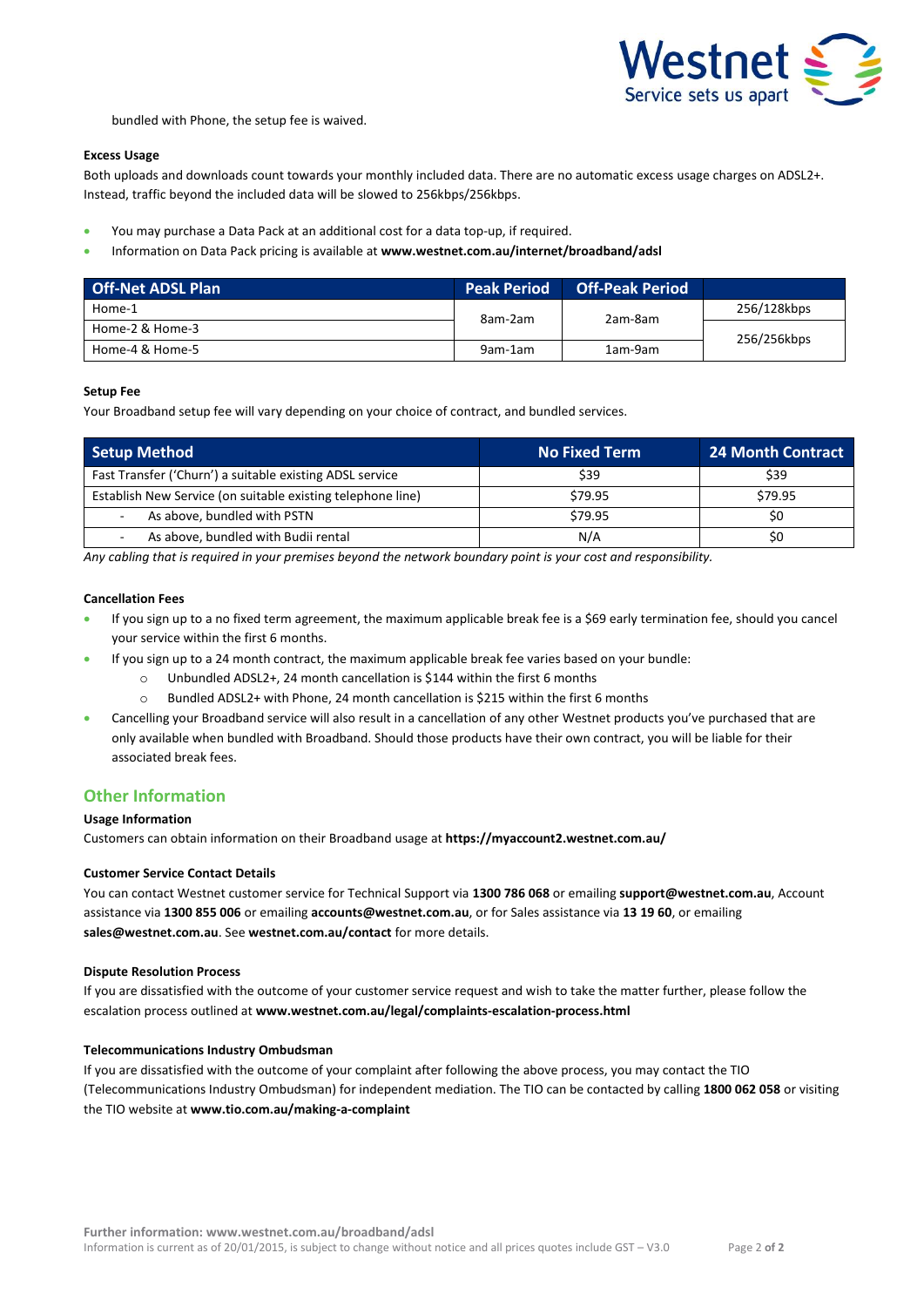bundled with Phone, the setup fee is waived.

**Excess Usage**

Both uploads and downloads count towards your monthly included data. There are no automatic excess usage charges on ADSL2+. Instead, traffic beyond the included data will be slowed to 256kbps/256kbps.

- You may purchase a Data Pack at an additional cost for a data top-up, if required.
- Information on Data Pack pricing is available at **www.westnet.com.au/internet/broadband/adsl**

| Off-Net ADSL Plan | Peak Period | Off-Peak Period | |
|---|---|---|---|
| Home-1 | 8am-2am | 2am-8am | 256/128kbps |
| Home-2 & Home-3 | | | 256/256kbps |
| Home-4 & Home-5 | 9am-1am | 1am-9am | |

**Setup Fee**

Your Broadband setup fee will vary depending on your choice of contract, and bundled services.

| Setup Method | No Fixed Term | 24 Month Contract |
|---|---|---|
| Fast Transfer ('Churn') a suitable existing ADSL service | $39 | $39 |
| Establish New Service (on suitable existing telephone line) | $79.95 | $79.95 |
| - As above, bundled with PSTN | $79.95 | $0 |
| - As above, bundled with Budii rental | N/A | $0 |

*Any cabling that is required in your premises beyond the network boundary point is your cost and responsibility.*

**Cancellation Fees**

- If you sign up to a no fixed term agreement, the maximum applicable break fee is a $69 early termination fee, should you cancel your service within the first 6 months.
- If you sign up to a 24 month contract, the maximum applicable break fee varies based on your bundle:
  - Unbundled ADSL2+, 24 month cancellation is $144 within the first 6 months
  - Bundled ADSL2+ with Phone, 24 month cancellation is $215 within the first 6 months
- Cancelling your Broadband service will also result in a cancellation of any other Westnet products you've purchased that are only available when bundled with Broadband. Should those products have their own contract, you will be liable for their associated break fees.

## Other Information

**Usage Information**

Customers can obtain information on their Broadband usage at **https://myaccount2.westnet.com.au/**

**Customer Service Contact Details**

You can contact Westnet customer service for Technical Support via **1300 786 068** or emailing **support@westnet.com.au**, Account assistance via **1300 855 006** or emailing **accounts@westnet.com.au**, or for Sales assistance via **13 19 60**, or emailing **sales@westnet.com.au**. See **westnet.com.au/contact** for more details.

**Dispute Resolution Process**

If you are dissatisfied with the outcome of your customer service request and wish to take the matter further, please follow the escalation process outlined at **www.westnet.com.au/legal/complaints-escalation-process.html**

**Telecommunications Industry Ombudsman**

If you are dissatisfied with the outcome of your complaint after following the above process, you may contact the TIO (Telecommunications Industry Ombudsman) for independent mediation. The TIO can be contacted by calling **1800 062 058** or visiting the TIO website at **www.tio.com.au/making-a-complaint**

**Further information: www.westnet.com.au/broadband/adsl**
Information is current as of 20/01/2015, is subject to change without notice and all prices quotes include GST – V3.0